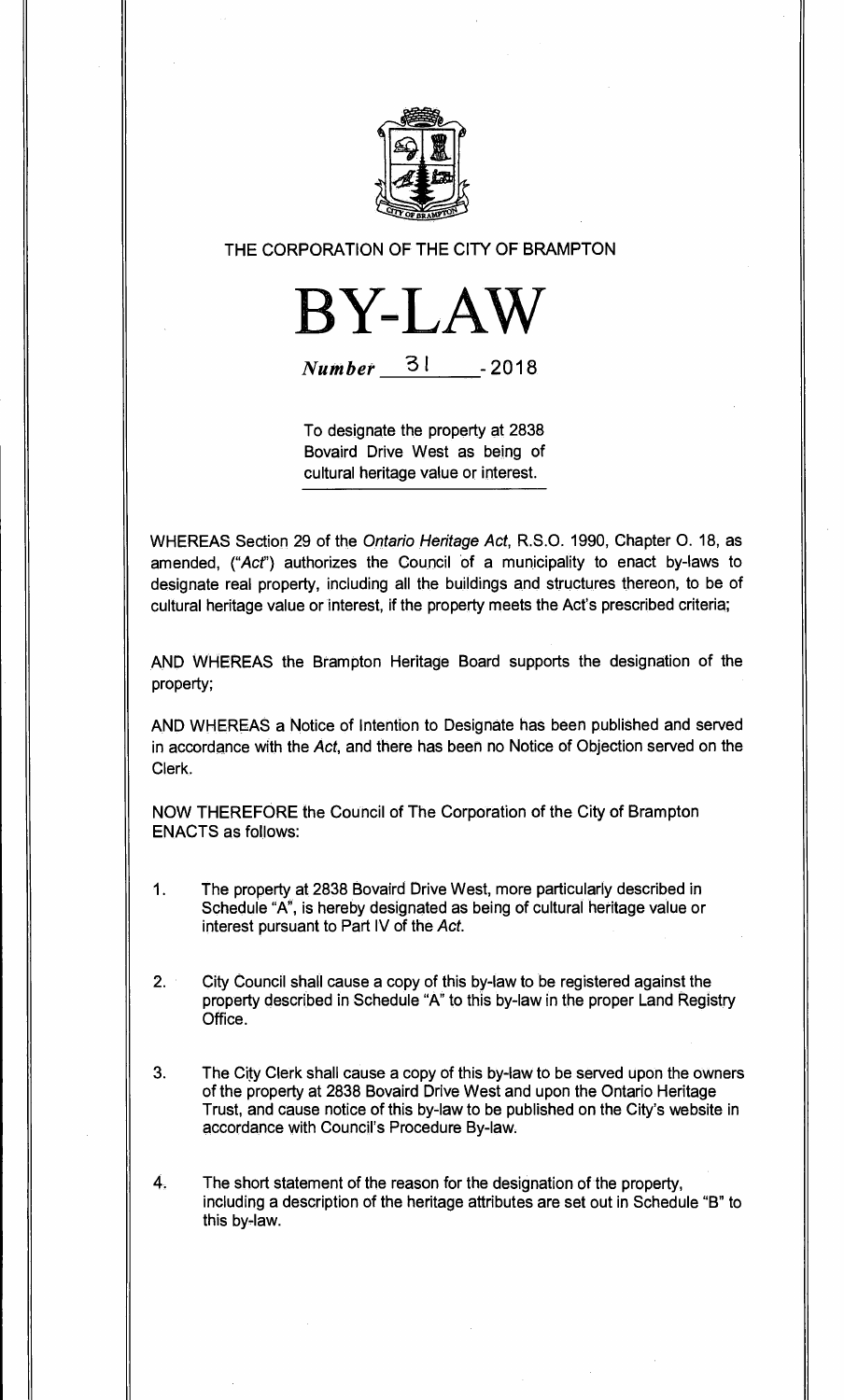THE CORPORATION OF THE CITY OF BRAMPTON

# BY-LAW

*Number* 31 - 2018

To designate the property at 2838 Bovaird Drive West as being of cultural heritage value or interest.

WHEREAS Section 29 of the *Ontario Heritage Act*, R.S.O. 1990, Chapter O. 18, as amended, ("*Act*") authorizes the Council of a municipality to enact by-laws to designate real property, including all the buildings and structures thereon, to be of cultural heritage value or interest, if the property meets the Act's prescribed criteria;

AND WHEREAS the Brampton Heritage Board supports the designation of the property;

AND WHEREAS a Notice of Intention to Designate has been published and served in accordance with the *Act*, and there has been no Notice of Objection served on the Clerk.

NOW THEREFORE the Council of The Corporation of the City of Brampton ENACTS as follows:

1. The property at 2838 Bovaird Drive West, more particularly described in Schedule "A", is hereby designated as being of cultural heritage value or interest pursuant to Part IV of the *Act*.

2. City Council shall cause a copy of this by-law to be registered against the property described in Schedule "A" to this by-law in the proper Land Registry Office.

3. The City Clerk shall cause a copy of this by-law to be served upon the owners of the property at 2838 Bovaird Drive West and upon the Ontario Heritage Trust, and cause notice of this by-law to be published on the City's website in accordance with Council's Procedure By-law.

4. The short statement of the reason for the designation of the property, including a description of the heritage attributes are set out in Schedule "B" to this by-law.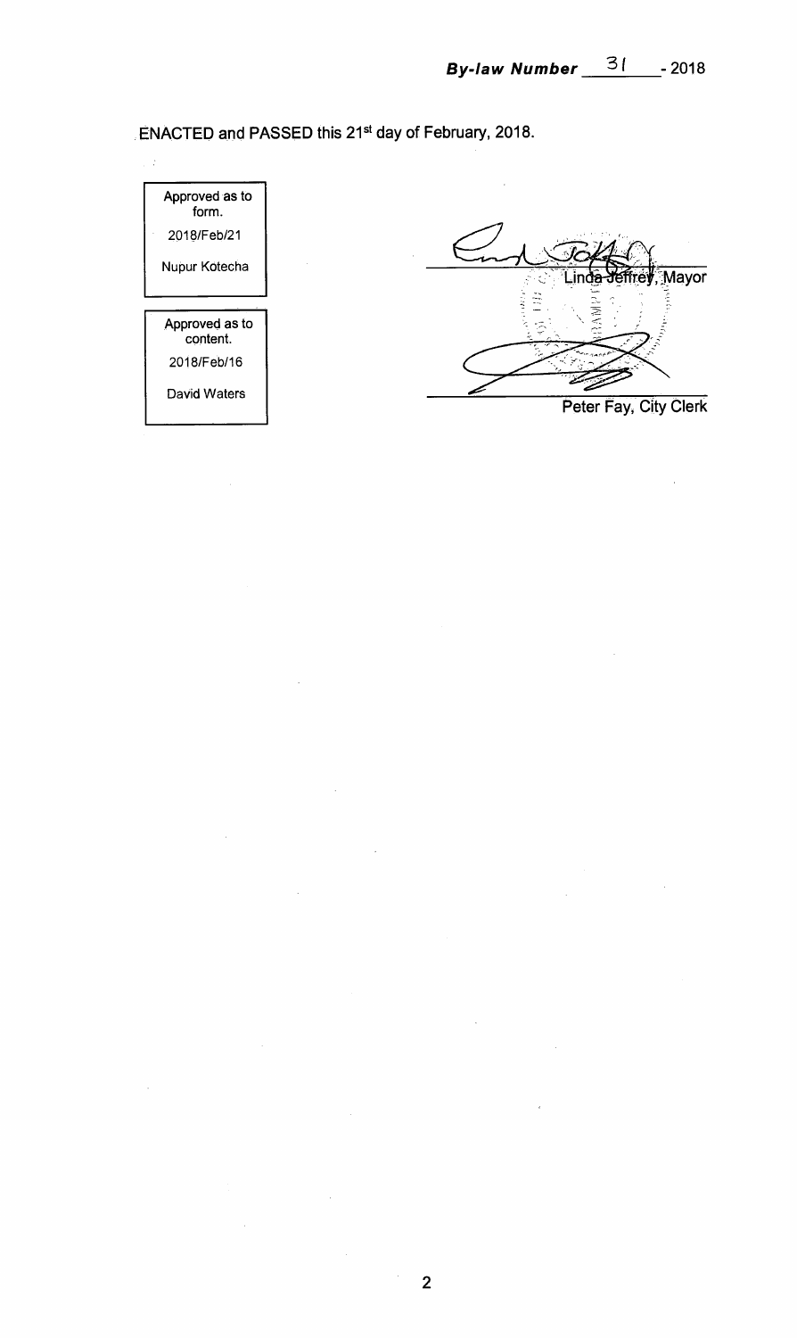**By-law Number 31 - 2018**

ENACTED and PASSED this 21st day of February, 2018.

| Approved as to form. |
|---|
| 2018/Feb/21 |
| Nupur Kotecha |

| Approved as to content. |
|---|
| 2018/Feb/16 |
| David Waters |

Linda Jeffrey, Mayor

Peter Fay, City Clerk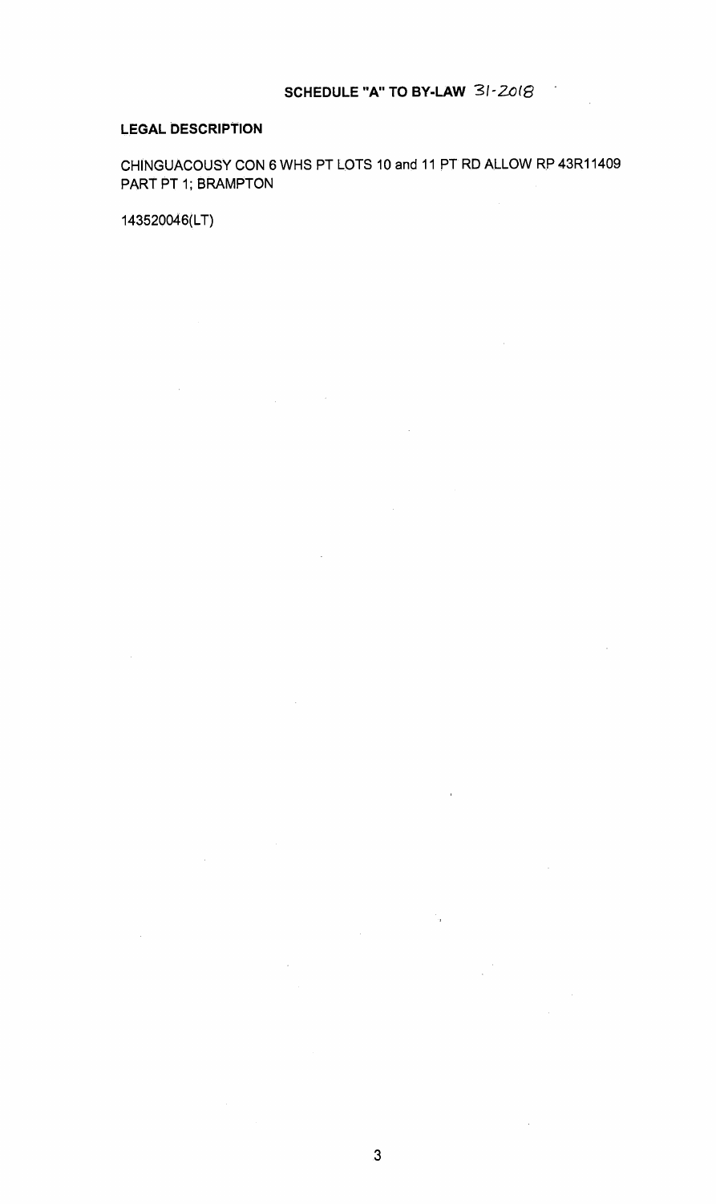## SCHEDULE "A" TO BY-LAW 31-2018

**LEGAL DESCRIPTION**

CHINGUACOUSY CON 6 WHS PT LOTS 10 and 11 PT RD ALLOW RP 43R11409 PART PT 1; BRAMPTON

143520046(LT)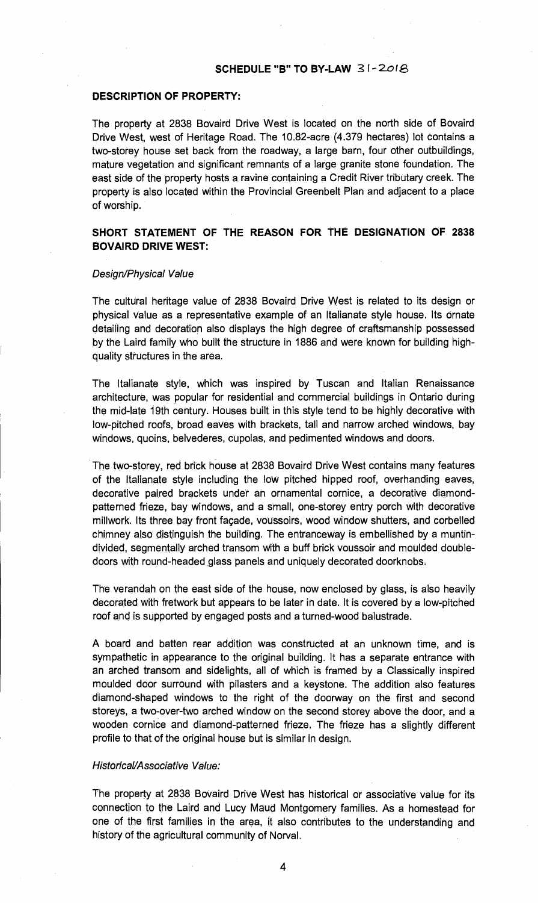## SCHEDULE "B" TO BY-LAW 31-2018

### DESCRIPTION OF PROPERTY:

The property at 2838 Bovaird Drive West is located on the north side of Bovaird Drive West, west of Heritage Road. The 10.82-acre (4.379 hectares) lot contains a two-storey house set back from the roadway, a large barn, four other outbuildings, mature vegetation and significant remnants of a large granite stone foundation. The east side of the property hosts a ravine containing a Credit River tributary creek. The property is also located within the Provincial Greenbelt Plan and adjacent to a place of worship.

### SHORT STATEMENT OF THE REASON FOR THE DESIGNATION OF 2838 BOVAIRD DRIVE WEST:

*Design/Physical Value*

The cultural heritage value of 2838 Bovaird Drive West is related to its design or physical value as a representative example of an Italianate style house. Its ornate detailing and decoration also displays the high degree of craftsmanship possessed by the Laird family who built the structure in 1886 and were known for building high-quality structures in the area.

The Italianate style, which was inspired by Tuscan and Italian Renaissance architecture, was popular for residential and commercial buildings in Ontario during the mid-late 19th century. Houses built in this style tend to be highly decorative with low-pitched roofs, broad eaves with brackets, tall and narrow arched windows, bay windows, quoins, belvederes, cupolas, and pedimented windows and doors.

The two-storey, red brick house at 2838 Bovaird Drive West contains many features of the Italianate style including the low pitched hipped roof, overhanding eaves, decorative paired brackets under an ornamental cornice, a decorative diamond-patterned frieze, bay windows, and a small, one-storey entry porch with decorative millwork. Its three bay front façade, voussoirs, wood window shutters, and corbelled chimney also distinguish the building. The entranceway is embellished by a muntin-divided, segmentally arched transom with a buff brick voussoir and moulded double-doors with round-headed glass panels and uniquely decorated doorknobs.

The verandah on the east side of the house, now enclosed by glass, is also heavily decorated with fretwork but appears to be later in date. It is covered by a low-pitched roof and is supported by engaged posts and a turned-wood balustrade.

A board and batten rear addition was constructed at an unknown time, and is sympathetic in appearance to the original building. It has a separate entrance with an arched transom and sidelights, all of which is framed by a Classically inspired moulded door surround with pilasters and a keystone. The addition also features diamond-shaped windows to the right of the doorway on the first and second storeys, a two-over-two arched window on the second storey above the door, and a wooden cornice and diamond-patterned frieze. The frieze has a slightly different profile to that of the original house but is similar in design.

*Historical/Associative Value:*

The property at 2838 Bovaird Drive West has historical or associative value for its connection to the Laird and Lucy Maud Montgomery families. As a homestead for one of the first families in the area, it also contributes to the understanding and history of the agricultural community of Norval.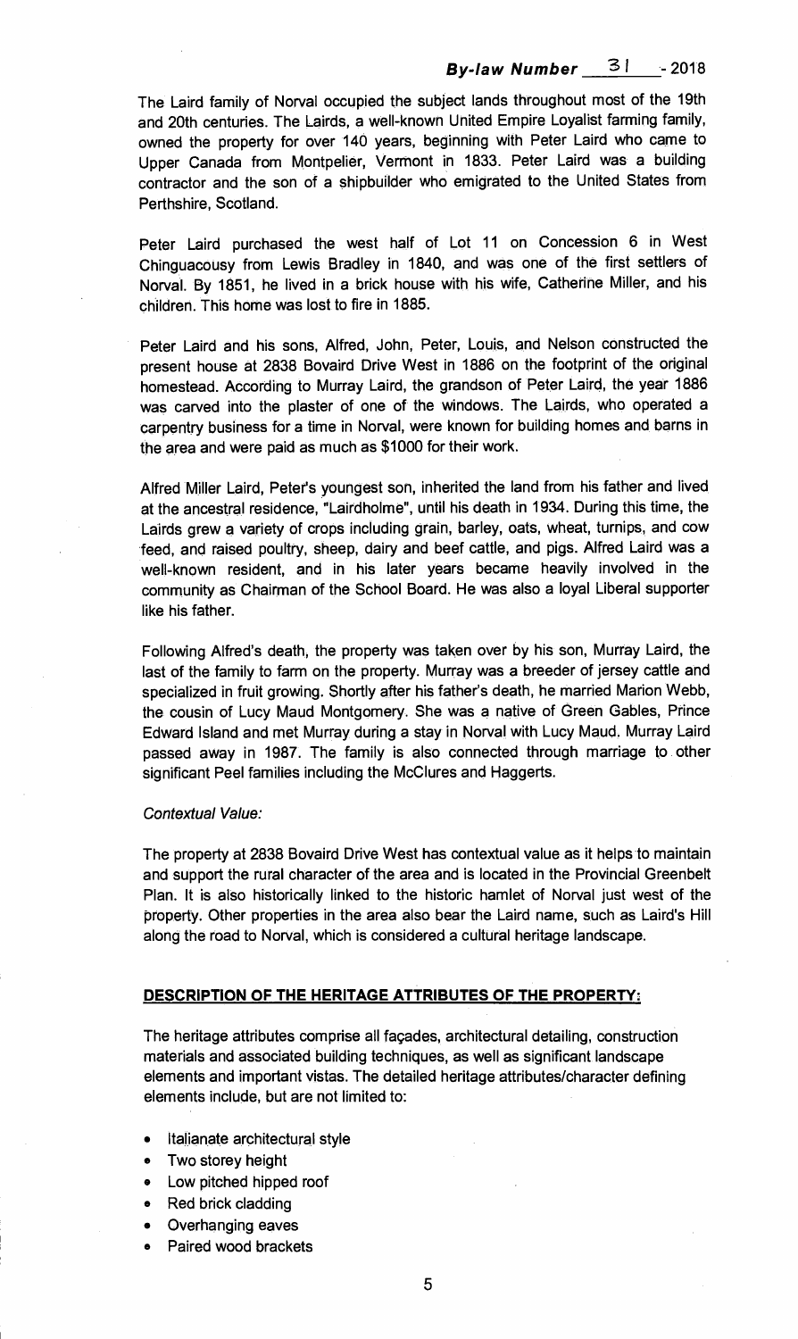The Laird family of Norval occupied the subject lands throughout most of the 19th and 20th centuries. The Lairds, a well-known United Empire Loyalist farming family, owned the property for over 140 years, beginning with Peter Laird who came to Upper Canada from Montpelier, Vermont in 1833. Peter Laird was a building contractor and the son of a shipbuilder who emigrated to the United States from Perthshire, Scotland.

Peter Laird purchased the west half of Lot 11 on Concession 6 in West Chinguacousy from Lewis Bradley in 1840, and was one of the first settlers of Norval. By 1851, he lived in a brick house with his wife, Catherine Miller, and his children. This home was lost to fire in 1885.

Peter Laird and his sons, Alfred, John, Peter, Louis, and Nelson constructed the present house at 2838 Bovaird Drive West in 1886 on the footprint of the original homestead. According to Murray Laird, the grandson of Peter Laird, the year 1886 was carved into the plaster of one of the windows. The Lairds, who operated a carpentry business for a time in Norval, were known for building homes and barns in the area and were paid as much as $1000 for their work.

Alfred Miller Laird, Peter's youngest son, inherited the land from his father and lived at the ancestral residence, "Lairdholme", until his death in 1934. During this time, the Lairds grew a variety of crops including grain, barley, oats, wheat, turnips, and cow feed, and raised poultry, sheep, dairy and beef cattle, and pigs. Alfred Laird was a well-known resident, and in his later years became heavily involved in the community as Chairman of the School Board. He was also a loyal Liberal supporter like his father.

Following Alfred's death, the property was taken over by his son, Murray Laird, the last of the family to farm on the property. Murray was a breeder of jersey cattle and specialized in fruit growing. Shortly after his father's death, he married Marion Webb, the cousin of Lucy Maud Montgomery. She was a native of Green Gables, Prince Edward Island and met Murray during a stay in Norval with Lucy Maud. Murray Laird passed away in 1987. The family is also connected through marriage to other significant Peel families including the McClures and Haggerts.

*Contextual Value:*

The property at 2838 Bovaird Drive West has contextual value as it helps to maintain and support the rural character of the area and is located in the Provincial Greenbelt Plan. It is also historically linked to the historic hamlet of Norval just west of the property. Other properties in the area also bear the Laird name, such as Laird's Hill along the road to Norval, which is considered a cultural heritage landscape.

**DESCRIPTION OF THE HERITAGE ATTRIBUTES OF THE PROPERTY:**

The heritage attributes comprise all façades, architectural detailing, construction materials and associated building techniques, as well as significant landscape elements and important vistas. The detailed heritage attributes/character defining elements include, but are not limited to:

- Italianate architectural style
- Two storey height
- Low pitched hipped roof
- Red brick cladding
- Overhanging eaves
- Paired wood brackets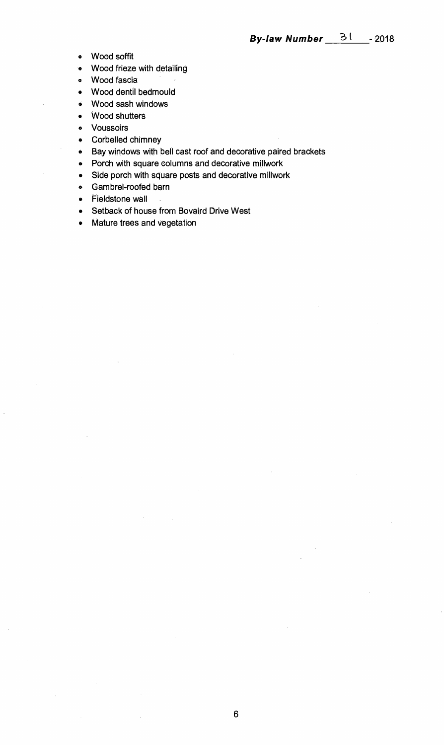- Wood soffit
- Wood frieze with detailing
- Wood fascia
- Wood dentil bedmould
- Wood sash windows
- Wood shutters
- Voussoirs
- Corbelled chimney
- Bay windows with bell cast roof and decorative paired brackets
- Porch with square columns and decorative millwork
- Side porch with square posts and decorative millwork
- Gambrel-roofed barn
- Fieldstone wall
- Setback of house from Bovaird Drive West
- Mature trees and vegetation